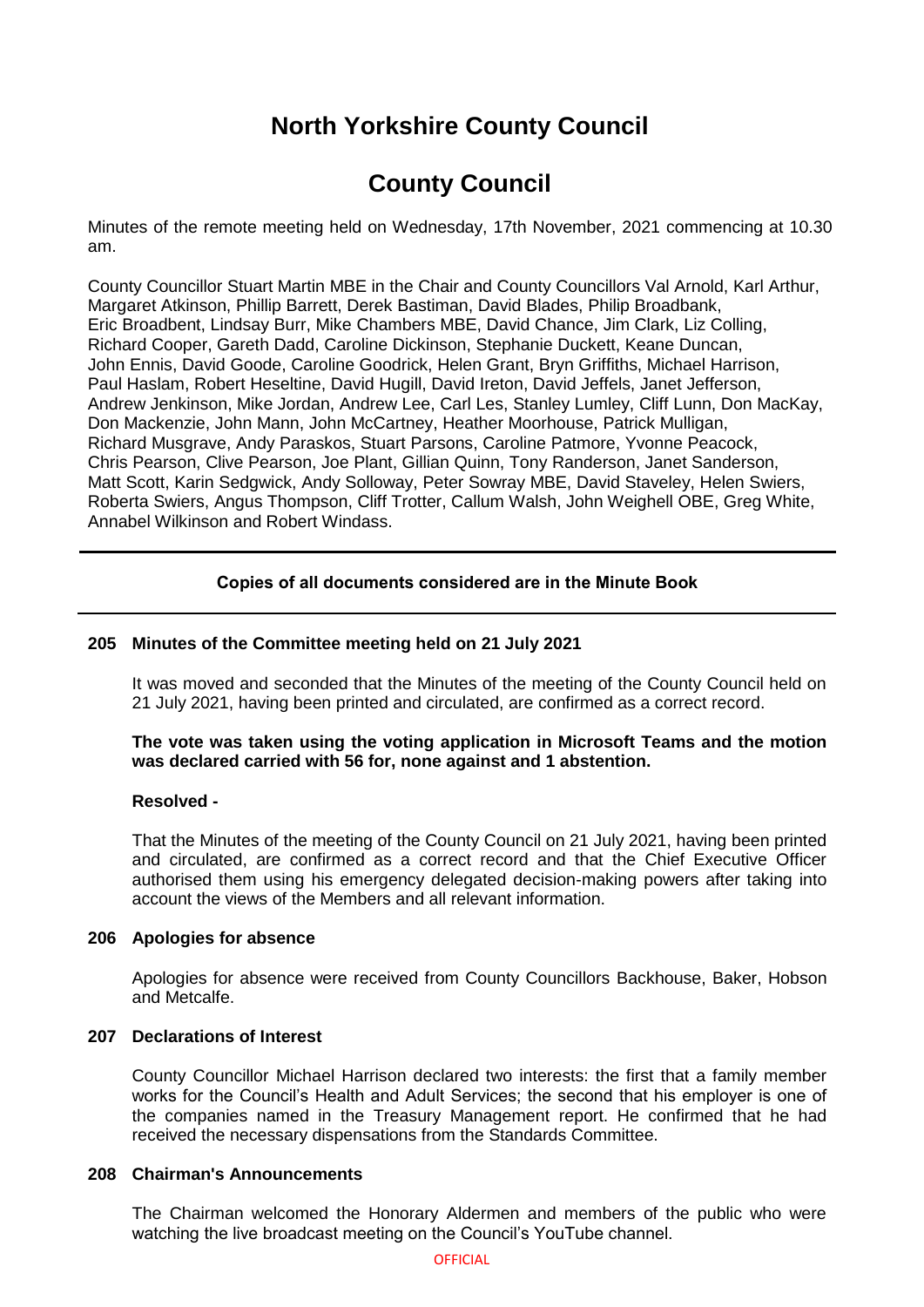# North Yorkshire County Council

# County Council

Minutes of the remote meeting held on Wednesday, 17th November, 2021 commencing at 10.30 am.

County Councillor Stuart Martin MBE in the Chair and County Councillors Val Arnold, Karl Arthur, Margaret Atkinson, Phillip Barrett, Derek Bastiman, David Blades, Philip Broadbank, Eric Broadbent, Lindsay Burr, Mike Chambers MBE, David Chance, Jim Clark, Liz Colling, Richard Cooper, Gareth Dadd, Caroline Dickinson, Stephanie Duckett, Keane Duncan, John Ennis, David Goode, Caroline Goodrick, Helen Grant, Bryn Griffiths, Michael Harrison, Paul Haslam, Robert Heseltine, David Hugill, David Ireton, David Jeffels, Janet Jefferson, Andrew Jenkinson, Mike Jordan, Andrew Lee, Carl Les, Stanley Lumley, Cliff Lunn, Don MacKay, Don Mackenzie, John Mann, John McCartney, Heather Moorhouse, Patrick Mulligan, Richard Musgrave, Andy Paraskos, Stuart Parsons, Caroline Patmore, Yvonne Peacock, Chris Pearson, Clive Pearson, Joe Plant, Gillian Quinn, Tony Randerson, Janet Sanderson, Matt Scott, Karin Sedgwick, Andy Solloway, Peter Sowray MBE, David Staveley, Helen Swiers, Roberta Swiers, Angus Thompson, Cliff Trotter, Callum Walsh, John Weighell OBE, Greg White, Annabel Wilkinson and Robert Windass.

---

**Copies of all documents considered are in the Minute Book**

---

### 205 Minutes of the Committee meeting held on 21 July 2021

It was moved and seconded that the Minutes of the meeting of the County Council held on 21 July 2021, having been printed and circulated, are confirmed as a correct record.

**The vote was taken using the voting application in Microsoft Teams and the motion was declared carried with 56 for, none against and 1 abstention.**

**Resolved -**

That the Minutes of the meeting of the County Council on 21 July 2021, having been printed and circulated, are confirmed as a correct record and that the Chief Executive Officer authorised them using his emergency delegated decision-making powers after taking into account the views of the Members and all relevant information.

### 206 Apologies for absence

Apologies for absence were received from County Councillors Backhouse, Baker, Hobson and Metcalfe.

### 207 Declarations of Interest

County Councillor Michael Harrison declared two interests: the first that a family member works for the Council's Health and Adult Services; the second that his employer is one of the companies named in the Treasury Management report. He confirmed that he had received the necessary dispensations from the Standards Committee.

### 208 Chairman's Announcements

The Chairman welcomed the Honorary Aldermen and members of the public who were watching the live broadcast meeting on the Council's YouTube channel.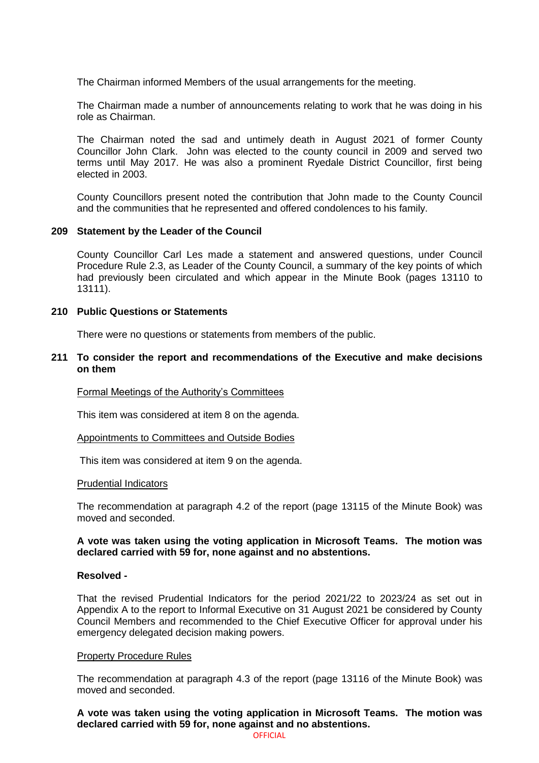The Chairman informed Members of the usual arrangements for the meeting.

The Chairman made a number of announcements relating to work that he was doing in his role as Chairman.

The Chairman noted the sad and untimely death in August 2021 of former County Councillor John Clark. John was elected to the county council in 2009 and served two terms until May 2017. He was also a prominent Ryedale District Councillor, first being elected in 2003.

County Councillors present noted the contribution that John made to the County Council and the communities that he represented and offered condolences to his family.

## 209 Statement by the Leader of the Council

County Councillor Carl Les made a statement and answered questions, under Council Procedure Rule 2.3, as Leader of the County Council, a summary of the key points of which had previously been circulated and which appear in the Minute Book (pages 13110 to 13111).

## 210 Public Questions or Statements

There were no questions or statements from members of the public.

## 211 To consider the report and recommendations of the Executive and make decisions on them

Formal Meetings of the Authority's Committees

This item was considered at item 8 on the agenda.

Appointments to Committees and Outside Bodies

This item was considered at item 9 on the agenda.

Prudential Indicators

The recommendation at paragraph 4.2 of the report (page 13115 of the Minute Book) was moved and seconded.

**A vote was taken using the voting application in Microsoft Teams. The motion was declared carried with 59 for, none against and no abstentions.**

**Resolved -**

That the revised Prudential Indicators for the period 2021/22 to 2023/24 as set out in Appendix A to the report to Informal Executive on 31 August 2021 be considered by County Council Members and recommended to the Chief Executive Officer for approval under his emergency delegated decision making powers.

Property Procedure Rules

The recommendation at paragraph 4.3 of the report (page 13116 of the Minute Book) was moved and seconded.

**A vote was taken using the voting application in Microsoft Teams. The motion was declared carried with 59 for, none against and no abstentions.**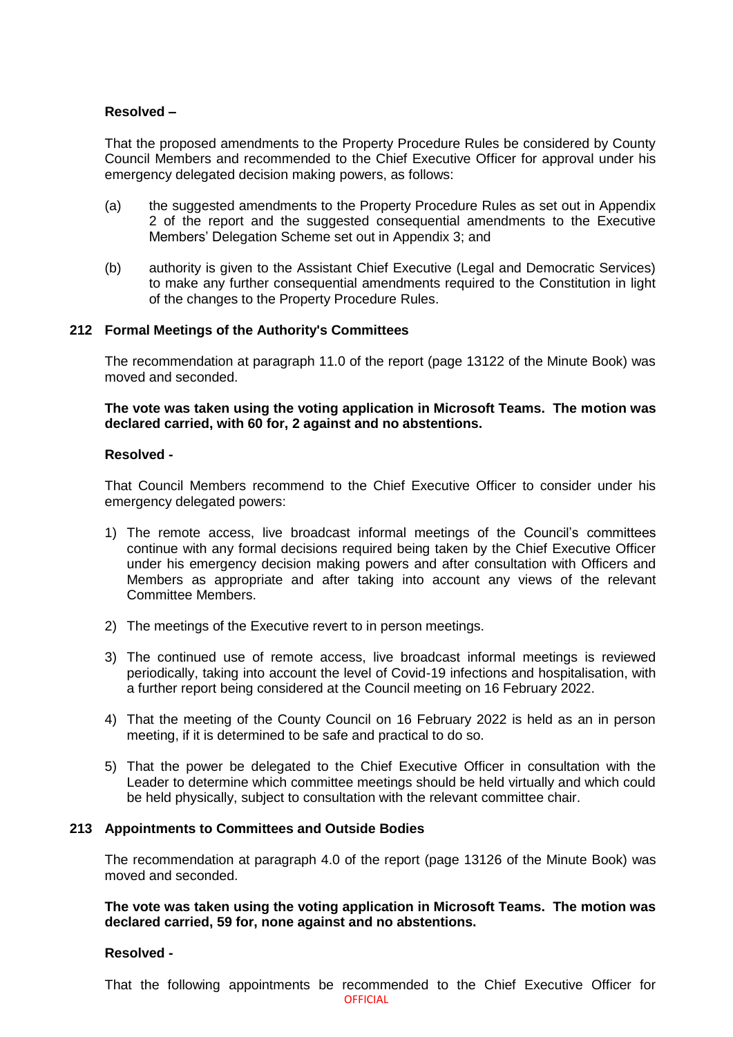**Resolved –**

That the proposed amendments to the Property Procedure Rules be considered by County Council Members and recommended to the Chief Executive Officer for approval under his emergency delegated decision making powers, as follows:

(a) the suggested amendments to the Property Procedure Rules as set out in Appendix 2 of the report and the suggested consequential amendments to the Executive Members' Delegation Scheme set out in Appendix 3; and

(b) authority is given to the Assistant Chief Executive (Legal and Democratic Services) to make any further consequential amendments required to the Constitution in light of the changes to the Property Procedure Rules.

## 212 Formal Meetings of the Authority's Committees

The recommendation at paragraph 11.0 of the report (page 13122 of the Minute Book) was moved and seconded.

**The vote was taken using the voting application in Microsoft Teams. The motion was declared carried, with 60 for, 2 against and no abstentions.**

**Resolved -**

That Council Members recommend to the Chief Executive Officer to consider under his emergency delegated powers:

1) The remote access, live broadcast informal meetings of the Council's committees continue with any formal decisions required being taken by the Chief Executive Officer under his emergency decision making powers and after consultation with Officers and Members as appropriate and after taking into account any views of the relevant Committee Members.

2) The meetings of the Executive revert to in person meetings.

3) The continued use of remote access, live broadcast informal meetings is reviewed periodically, taking into account the level of Covid-19 infections and hospitalisation, with a further report being considered at the Council meeting on 16 February 2022.

4) That the meeting of the County Council on 16 February 2022 is held as an in person meeting, if it is determined to be safe and practical to do so.

5) That the power be delegated to the Chief Executive Officer in consultation with the Leader to determine which committee meetings should be held virtually and which could be held physically, subject to consultation with the relevant committee chair.

## 213 Appointments to Committees and Outside Bodies

The recommendation at paragraph 4.0 of the report (page 13126 of the Minute Book) was moved and seconded.

**The vote was taken using the voting application in Microsoft Teams. The motion was declared carried, 59 for, none against and no abstentions.**

**Resolved -**

That the following appointments be recommended to the Chief Executive Officer for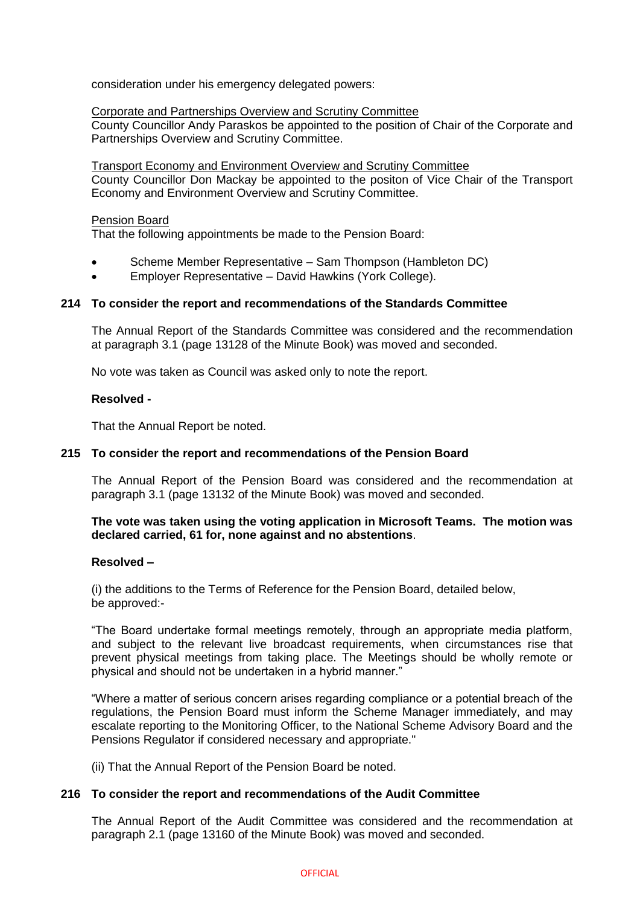consideration under his emergency delegated powers:

<u>Corporate and Partnerships Overview and Scrutiny Committee</u>
County Councillor Andy Paraskos be appointed to the position of Chair of the Corporate and Partnerships Overview and Scrutiny Committee.

<u>Transport Economy and Environment Overview and Scrutiny Committee</u>
County Councillor Don Mackay be appointed to the positon of Vice Chair of the Transport Economy and Environment Overview and Scrutiny Committee.

<u>Pension Board</u>
That the following appointments be made to the Pension Board:

- Scheme Member Representative – Sam Thompson (Hambleton DC)
- Employer Representative – David Hawkins (York College).

**214 To consider the report and recommendations of the Standards Committee**

The Annual Report of the Standards Committee was considered and the recommendation at paragraph 3.1 (page 13128 of the Minute Book) was moved and seconded.

No vote was taken as Council was asked only to note the report.

**Resolved -**

That the Annual Report be noted.

**215 To consider the report and recommendations of the Pension Board**

The Annual Report of the Pension Board was considered and the recommendation at paragraph 3.1 (page 13132 of the Minute Book) was moved and seconded.

**The vote was taken using the voting application in Microsoft Teams. The motion was declared carried, 61 for, none against and no abstentions**.

**Resolved –**

(i) the additions to the Terms of Reference for the Pension Board, detailed below, be approved:-

"The Board undertake formal meetings remotely, through an appropriate media platform, and subject to the relevant live broadcast requirements, when circumstances rise that prevent physical meetings from taking place. The Meetings should be wholly remote or physical and should not be undertaken in a hybrid manner."

"Where a matter of serious concern arises regarding compliance or a potential breach of the regulations, the Pension Board must inform the Scheme Manager immediately, and may escalate reporting to the Monitoring Officer, to the National Scheme Advisory Board and the Pensions Regulator if considered necessary and appropriate."

(ii) That the Annual Report of the Pension Board be noted.

**216 To consider the report and recommendations of the Audit Committee**

The Annual Report of the Audit Committee was considered and the recommendation at paragraph 2.1 (page 13160 of the Minute Book) was moved and seconded.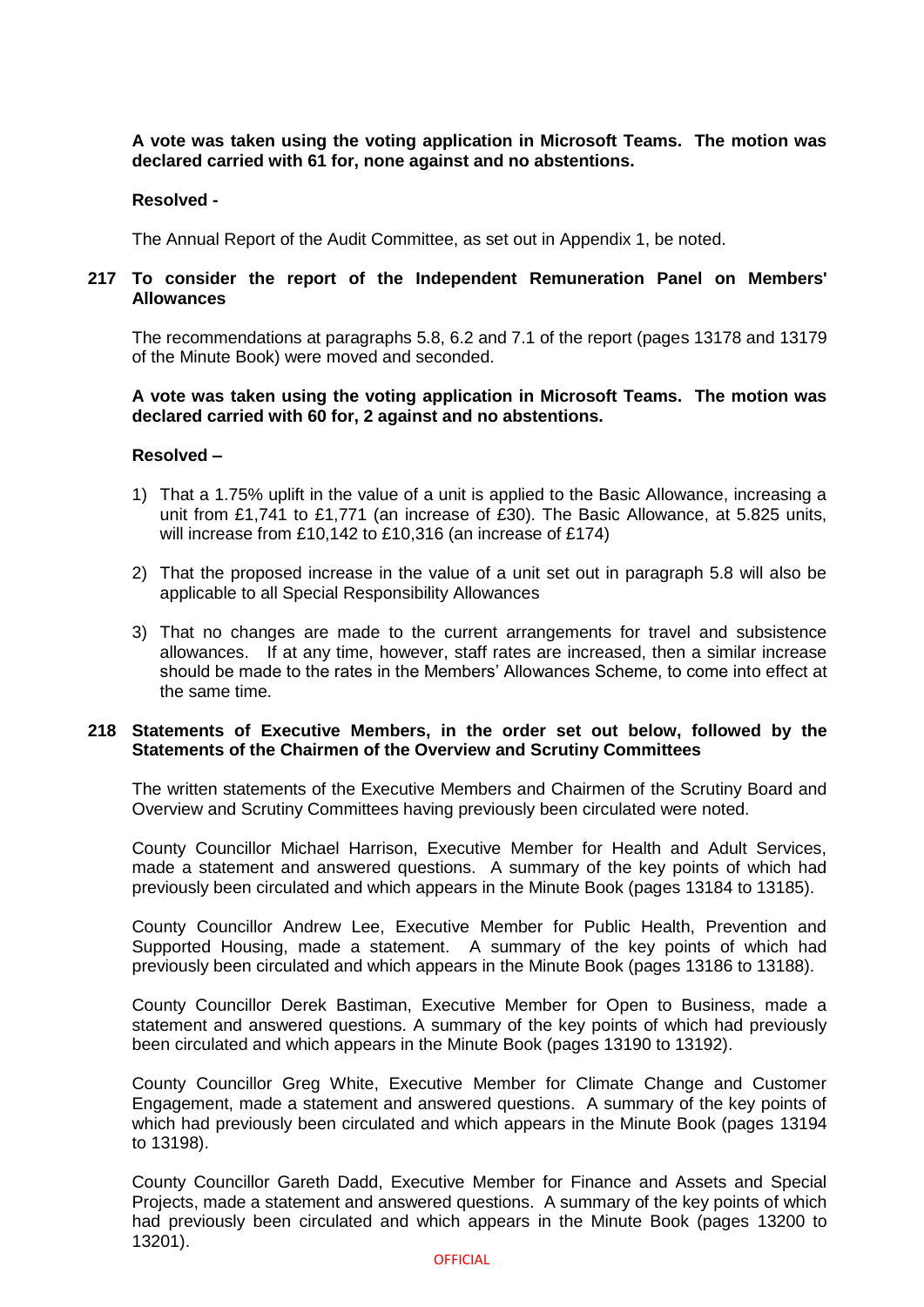**A vote was taken using the voting application in Microsoft Teams. The motion was declared carried with 61 for, none against and no abstentions.**

**Resolved -**

The Annual Report of the Audit Committee, as set out in Appendix 1, be noted.

## 217 To consider the report of the Independent Remuneration Panel on Members' Allowances

The recommendations at paragraphs 5.8, 6.2 and 7.1 of the report (pages 13178 and 13179 of the Minute Book) were moved and seconded.

**A vote was taken using the voting application in Microsoft Teams. The motion was declared carried with 60 for, 2 against and no abstentions.**

**Resolved –**

1) That a 1.75% uplift in the value of a unit is applied to the Basic Allowance, increasing a unit from £1,741 to £1,771 (an increase of £30). The Basic Allowance, at 5.825 units, will increase from £10,142 to £10,316 (an increase of £174)

2) That the proposed increase in the value of a unit set out in paragraph 5.8 will also be applicable to all Special Responsibility Allowances

3) That no changes are made to the current arrangements for travel and subsistence allowances. If at any time, however, staff rates are increased, then a similar increase should be made to the rates in the Members' Allowances Scheme, to come into effect at the same time.

## 218 Statements of Executive Members, in the order set out below, followed by the Statements of the Chairmen of the Overview and Scrutiny Committees

The written statements of the Executive Members and Chairmen of the Scrutiny Board and Overview and Scrutiny Committees having previously been circulated were noted.

County Councillor Michael Harrison, Executive Member for Health and Adult Services, made a statement and answered questions. A summary of the key points of which had previously been circulated and which appears in the Minute Book (pages 13184 to 13185).

County Councillor Andrew Lee, Executive Member for Public Health, Prevention and Supported Housing, made a statement. A summary of the key points of which had previously been circulated and which appears in the Minute Book (pages 13186 to 13188).

County Councillor Derek Bastiman, Executive Member for Open to Business, made a statement and answered questions. A summary of the key points of which had previously been circulated and which appears in the Minute Book (pages 13190 to 13192).

County Councillor Greg White, Executive Member for Climate Change and Customer Engagement, made a statement and answered questions. A summary of the key points of which had previously been circulated and which appears in the Minute Book (pages 13194 to 13198).

County Councillor Gareth Dadd, Executive Member for Finance and Assets and Special Projects, made a statement and answered questions. A summary of the key points of which had previously been circulated and which appears in the Minute Book (pages 13200 to 13201).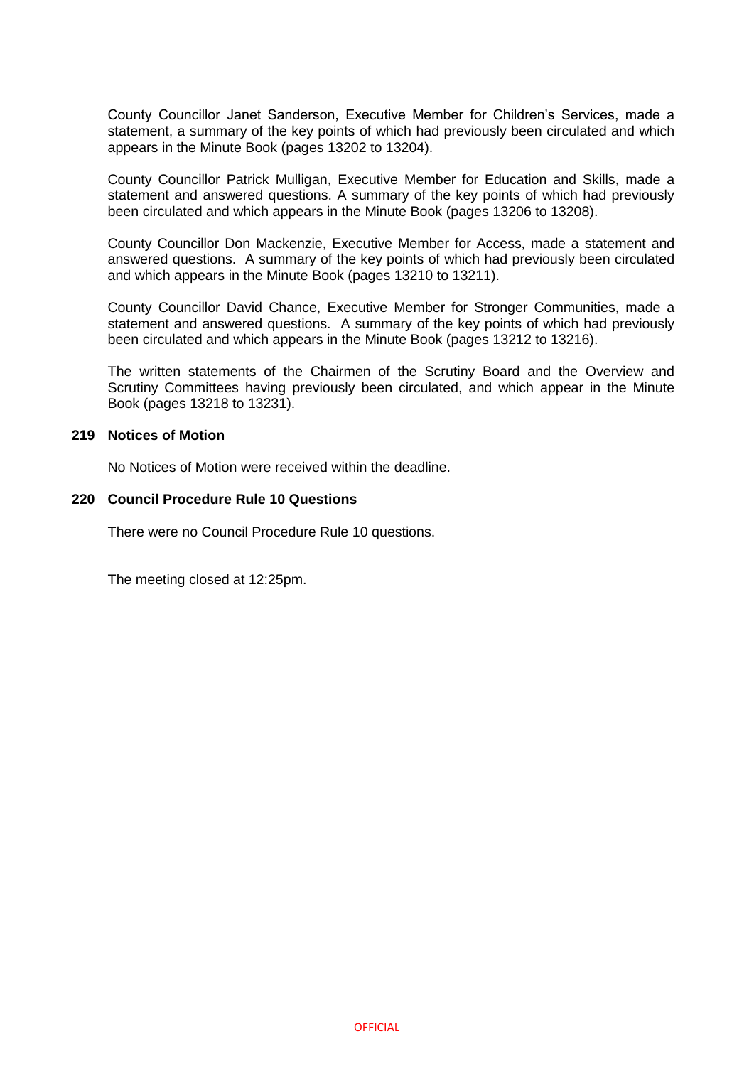County Councillor Janet Sanderson, Executive Member for Children's Services, made a statement, a summary of the key points of which had previously been circulated and which appears in the Minute Book (pages 13202 to 13204).

County Councillor Patrick Mulligan, Executive Member for Education and Skills, made a statement and answered questions. A summary of the key points of which had previously been circulated and which appears in the Minute Book (pages 13206 to 13208).

County Councillor Don Mackenzie, Executive Member for Access, made a statement and answered questions. A summary of the key points of which had previously been circulated and which appears in the Minute Book (pages 13210 to 13211).

County Councillor David Chance, Executive Member for Stronger Communities, made a statement and answered questions. A summary of the key points of which had previously been circulated and which appears in the Minute Book (pages 13212 to 13216).

The written statements of the Chairmen of the Scrutiny Board and the Overview and Scrutiny Committees having previously been circulated, and which appear in the Minute Book (pages 13218 to 13231).

**219 Notices of Motion**

No Notices of Motion were received within the deadline.

**220 Council Procedure Rule 10 Questions**

There were no Council Procedure Rule 10 questions.

The meeting closed at 12:25pm.